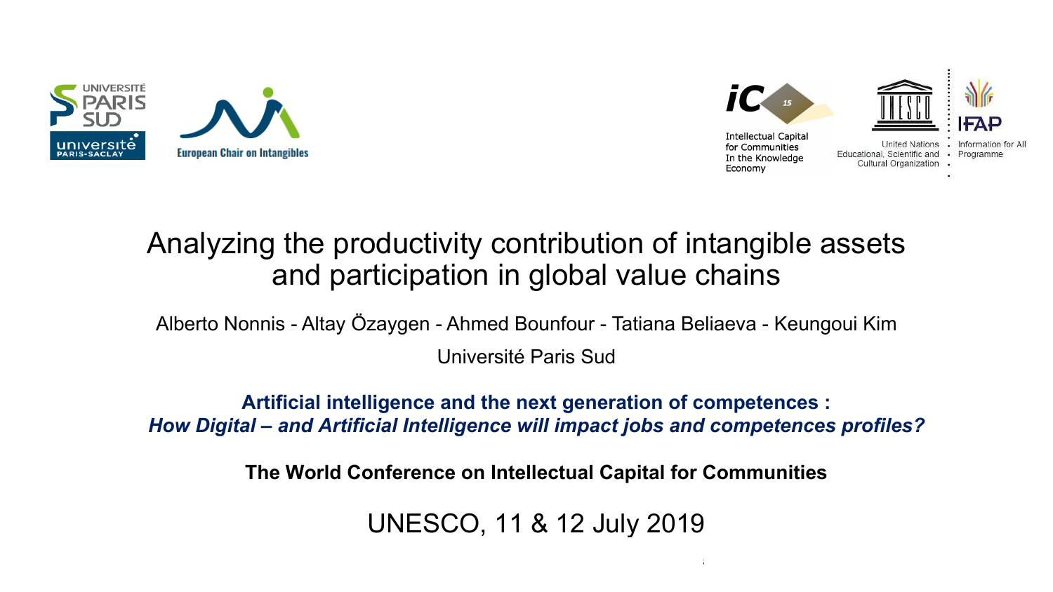Université Paris Sud – Université Paris-Saclay

European Chair on Intangibles

iC 15 – Intellectual Capital for Communities In the Knowledge Economy

United Nations Educational, Scientific and Cultural Organization

IFAP – Information for All Programme

# Analyzing the productivity contribution of intangible assets and participation in global value chains

Alberto Nonnis - Altay Özaygen - Ahmed Bounfour - Tatiana Beliaeva - Keungoui Kim

Université Paris Sud

**Artificial intelligence and the next generation of competences :**
***How Digital – and Artificial Intelligence will impact jobs and competences profiles?***

**The World Conference on Intellectual Capital for Communities**

UNESCO, 11 & 12 July 2019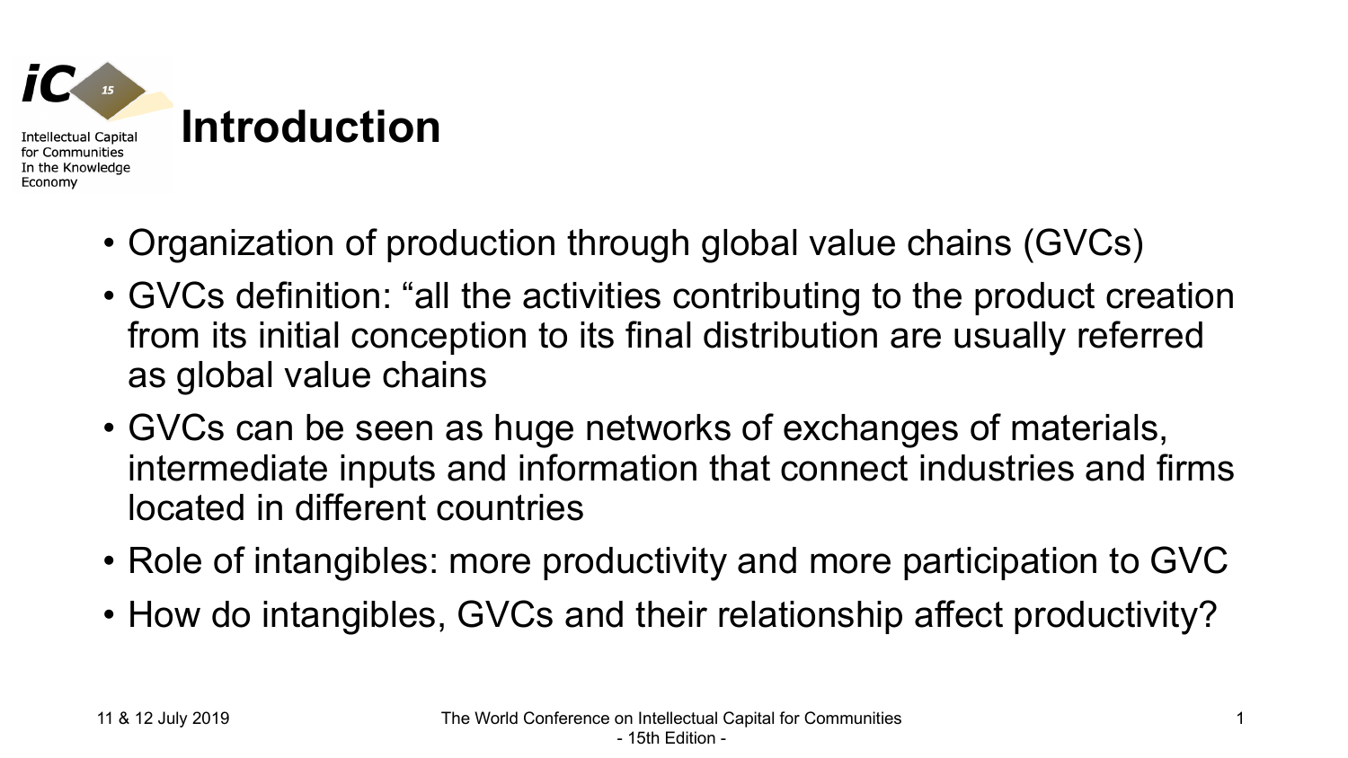# Introduction

- Organization of production through global value chains (GVCs)
- GVCs definition: “all the activities contributing to the product creation from its initial conception to its final distribution are usually referred as global value chains
- GVCs can be seen as huge networks of exchanges of materials, intermediate inputs and information that connect industries and firms located in different countries
- Role of intangibles: more productivity and more participation to GVC
- How do intangibles, GVCs and their relationship affect productivity?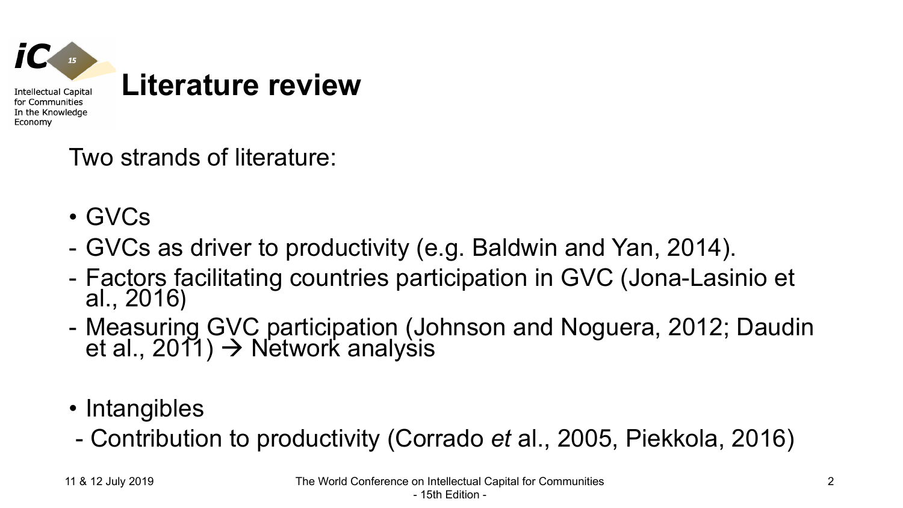# Literature review

Two strands of literature:

- GVCs
- GVCs as driver to productivity (e.g. Baldwin and Yan, 2014).
- Factors facilitating countries participation in GVC (Jona-Lasinio et al., 2016)
- Measuring GVC participation (Johnson and Noguera, 2012; Daudin et al., 2011) → Network analysis

- Intangibles
- Contribution to productivity (Corrado *et* al., 2005, Piekkola, 2016)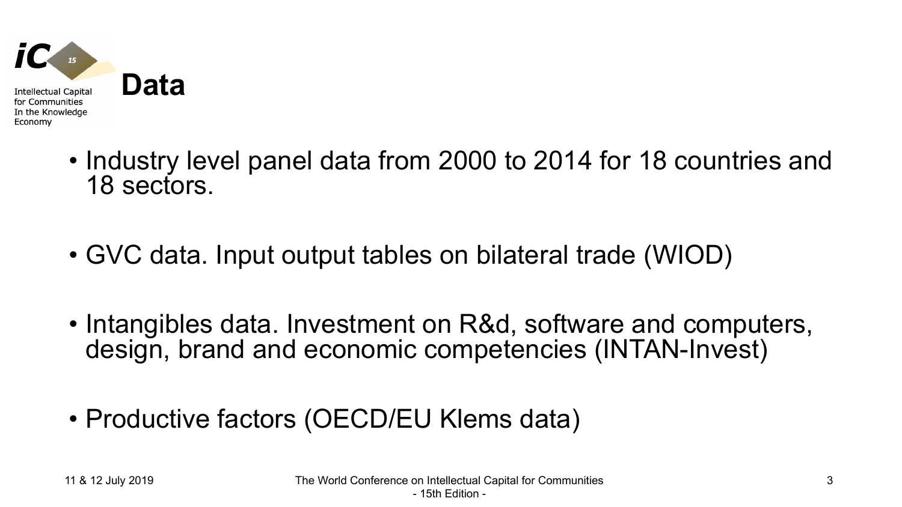# Data

- Industry level panel data from 2000 to 2014 for 18 countries and 18 sectors.
- GVC data. Input output tables on bilateral trade (WIOD)
- Intangibles data. Investment on R&d, software and computers, design, brand and economic competencies (INTAN-Invest)
- Productive factors (OECD/EU Klems data)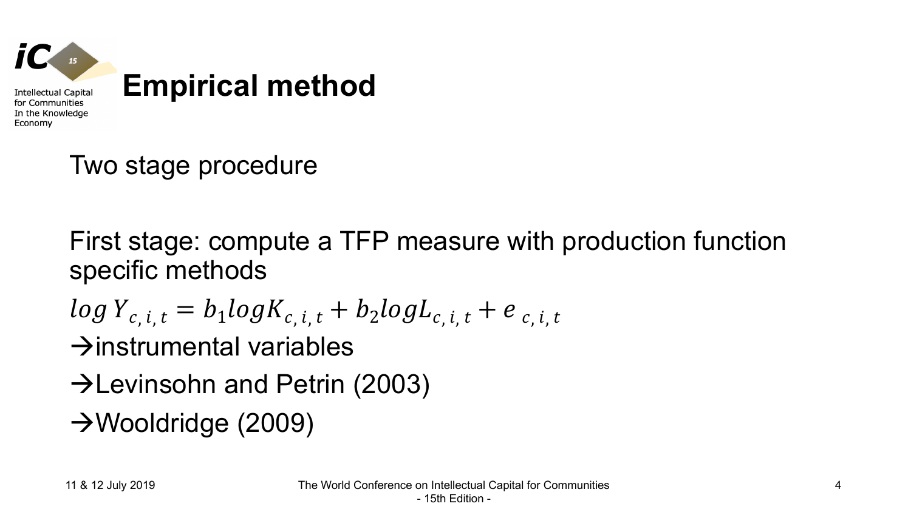# Empirical method

Two stage procedure

First stage: compute a TFP measure with production function specific methods

$$log\, Y_{c,\, i,\, t} = b_1 logK_{c,\, i,\, t} + b_2 logL_{c,\, i,\, t} + e_{\, c,\, i,\, t}$$

→instrumental variables

→Levinsohn and Petrin (2003)

→Wooldridge (2009)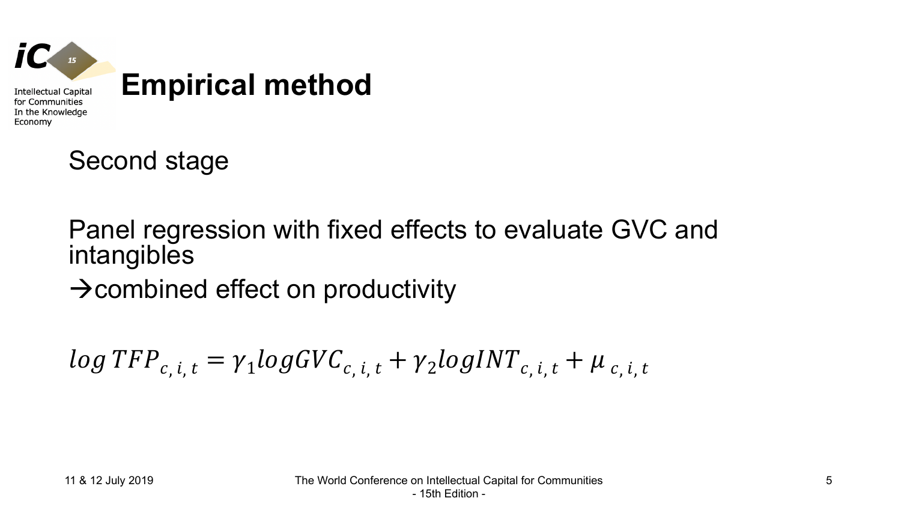# Empirical method

Second stage

Panel regression with fixed effects to evaluate GVC and intangibles

→combined effect on productivity

$$log\,TFP_{c,\,i,\,t} = \gamma_1 logGVC_{c,\,i,\,t} + \gamma_2 logINT_{c,\,i,\,t} + \mu_{\,c,\,i,\,t}$$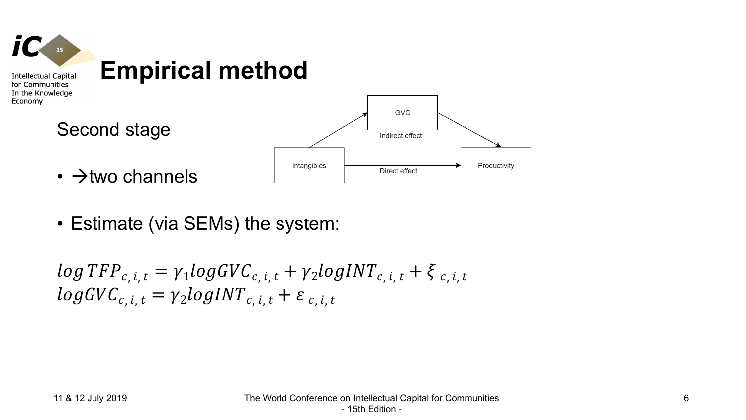# Empirical method

Second stage

- →two channels

Intangibles → GVC (Indirect effect) → Productivity

Intangibles → Productivity (Direct effect)

- Estimate (via SEMs) the system:

$$log\,TFP_{c,\,i,\,t} = \gamma_1 logGVC_{c,\,i,\,t} + \gamma_2 logINT_{c,\,i,\,t} + \xi_{\,c,\,i,\,t}$$
$$logGVC_{c,\,i,\,t} = \gamma_2 logINT_{c,\,i,\,t} + \varepsilon_{\,c,\,i,\,t}$$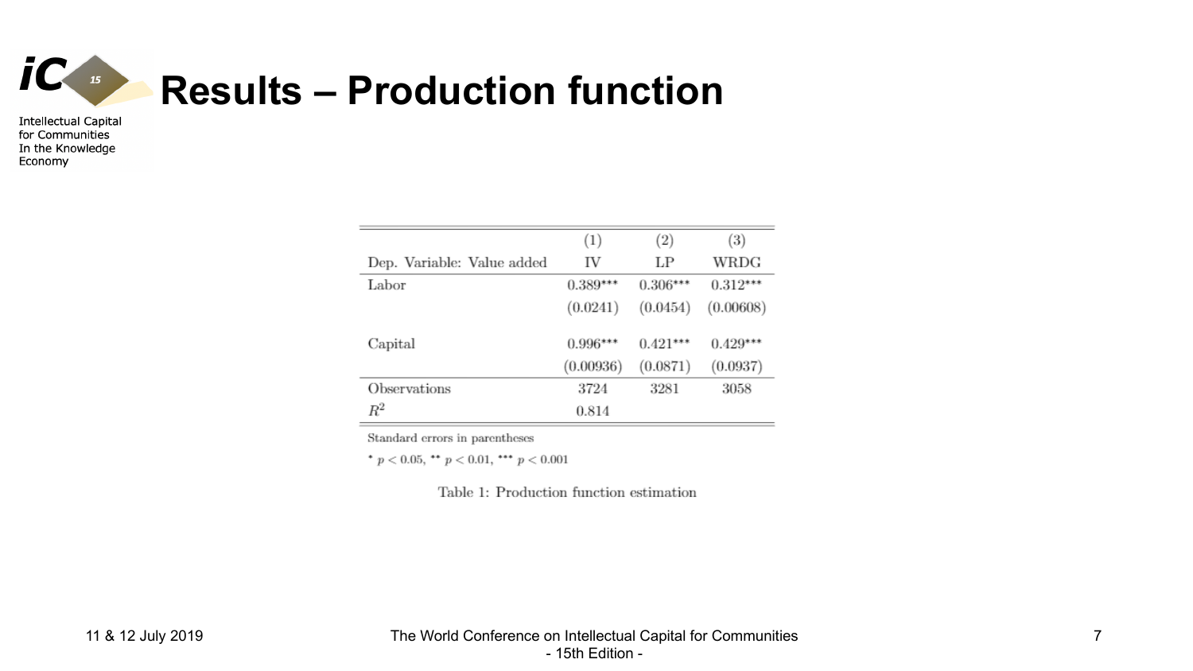# Results – Production function

| Dep. Variable: Value added | (1) IV | (2) LP | (3) WRDG |
|---|---|---|---|
| Labor | 0.389*** | 0.306*** | 0.312*** |
| | (0.0241) | (0.0454) | (0.00608) |
| Capital | 0.996*** | 0.421*** | 0.429*** |
| | (0.00936) | (0.0871) | (0.0937) |
| Observations | 3724 | 3281 | 3058 |
| $R^2$ | 0.814 | | |

Standard errors in parentheses

* $p < 0.05$, ** $p < 0.01$, *** $p < 0.001$

Table 1: Production function estimation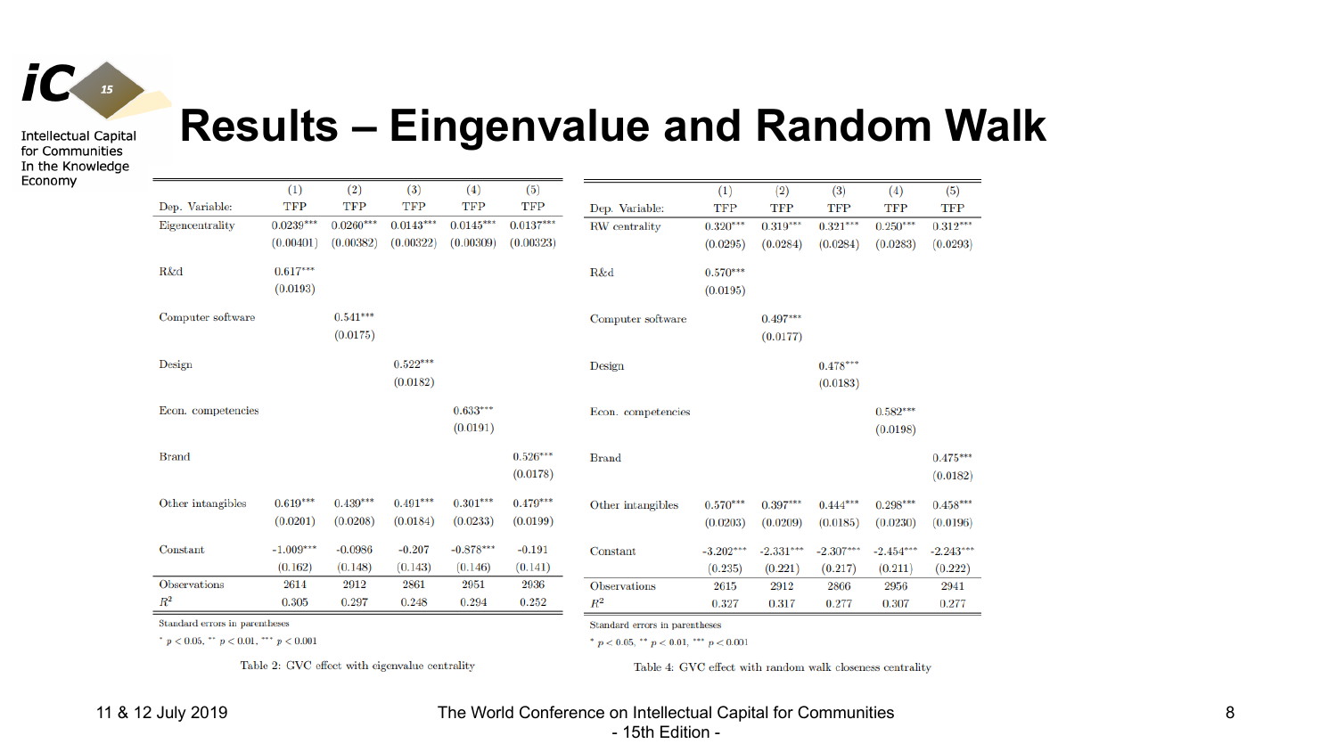# Results – Eingenvalue and Random Walk

| | (1) | (2) | (3) | (4) | (5) |
|---|---|---|---|---|---|
| Dep. Variable: | TFP | TFP | TFP | TFP | TFP |
| Eigencentrality | 0.0239*** | 0.0260*** | 0.0143*** | 0.0145*** | 0.0137*** |
| | (0.00401) | (0.00382) | (0.00322) | (0.00309) | (0.00323) |
| R&d | 0.617*** | | | | |
| | (0.0193) | | | | |
| Computer software | | 0.541*** | | | |
| | | (0.0175) | | | |
| Design | | | 0.522*** | | |
| | | | (0.0182) | | |
| Econ. competencies | | | | 0.633*** | |
| | | | | (0.0191) | |
| Brand | | | | | 0.526*** |
| | | | | | (0.0178) |
| Other intangibles | 0.619*** | 0.439*** | 0.491*** | 0.301*** | 0.479*** |
| | (0.0201) | (0.0208) | (0.0184) | (0.0233) | (0.0199) |
| Constant | -1.009*** | -0.0986 | -0.207 | -0.878*** | -0.191 |
| | (0.162) | (0.148) | (0.143) | (0.146) | (0.141) |
| Observations | 2614 | 2912 | 2861 | 2951 | 2936 |
| $R^2$ | 0.305 | 0.297 | 0.248 | 0.294 | 0.252 |

Standard errors in parentheses

$^{*}$ $p < 0.05$, $^{**}$ $p < 0.01$, $^{***}$ $p < 0.001$

Table 2: GVC effect with eigenvalue centrality

| | (1) | (2) | (3) | (4) | (5) |
|---|---|---|---|---|---|
| Dep. Variable: | TFP | TFP | TFP | TFP | TFP |
| RW centrality | 0.320*** | 0.319*** | 0.321*** | 0.250*** | 0.312*** |
| | (0.0295) | (0.0284) | (0.0284) | (0.0283) | (0.0293) |
| R&d | 0.570*** | | | | |
| | (0.0195) | | | | |
| Computer software | | 0.497*** | | | |
| | | (0.0177) | | | |
| Design | | | 0.478*** | | |
| | | | (0.0183) | | |
| Econ. competencies | | | | 0.582*** | |
| | | | | (0.0198) | |
| Brand | | | | | 0.475*** |
| | | | | | (0.0182) |
| Other intangibles | 0.570*** | 0.397*** | 0.444*** | 0.298*** | 0.458*** |
| | (0.0203) | (0.0209) | (0.0185) | (0.0230) | (0.0196) |
| Constant | -3.202*** | -2.331*** | -2.307*** | -2.454*** | -2.243*** |
| | (0.235) | (0.221) | (0.217) | (0.211) | (0.222) |
| Observations | 2615 | 2912 | 2866 | 2956 | 2941 |
| $R^2$ | 0.327 | 0.317 | 0.277 | 0.307 | 0.277 |

Standard errors in parentheses

$^{*}$ $p < 0.05$, $^{**}$ $p < 0.01$, $^{***}$ $p < 0.001$

Table 4: GVC effect with random walk closeness centrality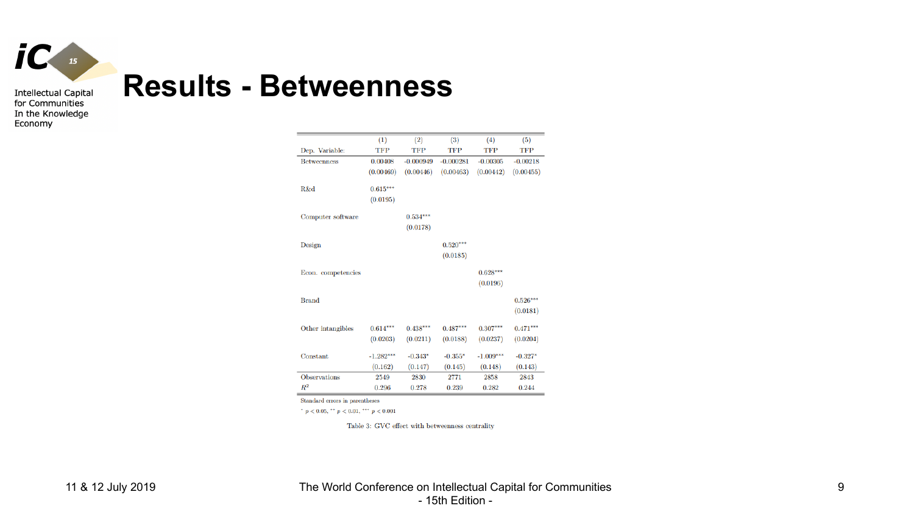# Results - Betweenness

| | (1) | (2) | (3) | (4) | (5) |
|---|---|---|---|---|---|
| Dep. Variable: | TFP | TFP | TFP | TFP | TFP |
| Betweenness | 0.00408 | -0.000949 | -0.000281 | -0.00305 | -0.00218 |
| | (0.00469) | (0.00446) | (0.00463) | (0.00442) | (0.00455) |
| R&d | 0.615*** | | | | |
| | (0.0195) | | | | |
| Computer software | | 0.534*** | | | |
| | | (0.0178) | | | |
| Design | | | 0.520*** | | |
| | | | (0.0185) | | |
| Econ. competencies | | | | 0.628*** | |
| | | | | (0.0196) | |
| Brand | | | | | 0.526*** |
| | | | | | (0.0181) |
| Other intangibles | 0.614*** | 0.438*** | 0.487*** | 0.307*** | 0.471*** |
| | (0.0203) | (0.0211) | (0.0188) | (0.0237) | (0.0204) |
| Constant | -1.282*** | -0.343* | -0.355* | -1.009*** | -0.327* |
| | (0.162) | (0.147) | (0.145) | (0.148) | (0.143) |
| Observations | 2549 | 2830 | 2771 | 2858 | 2843 |
| $R^2$ | 0.296 | 0.278 | 0.239 | 0.282 | 0.244 |

Standard errors in parentheses

* $p < 0.05$, ** $p < 0.01$, *** $p < 0.001$

Table 3: GVC effect with betweenness centrality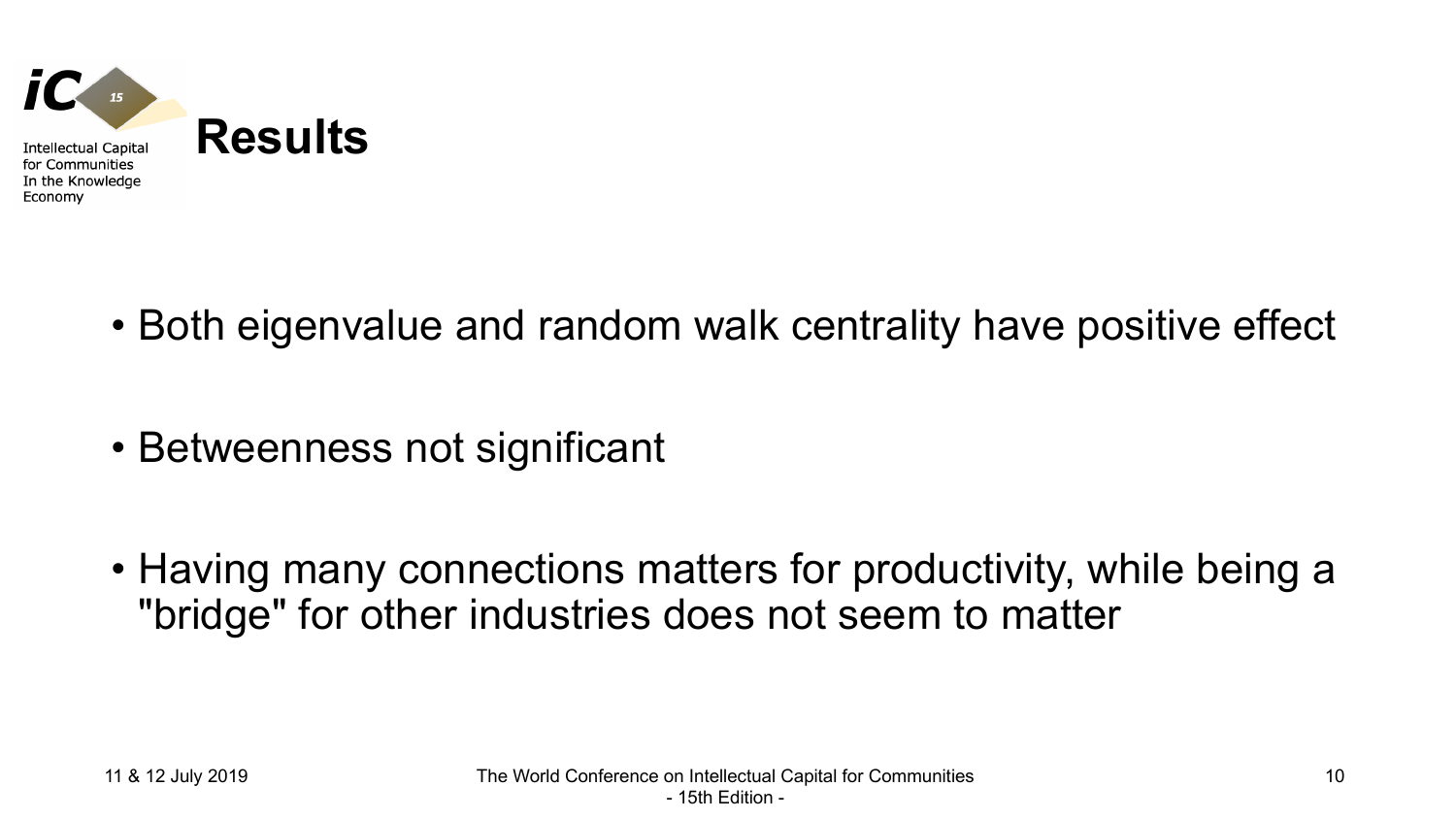# Results

- Both eigenvalue and random walk centrality have positive effect
- Betweenness not significant
- Having many connections matters for productivity, while being a "bridge" for other industries does not seem to matter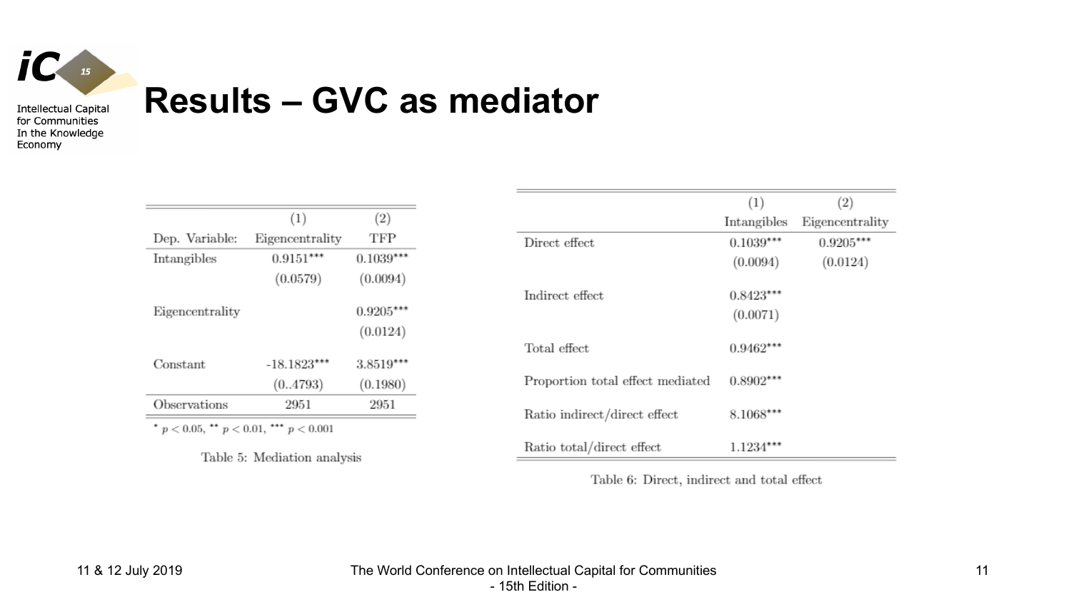# Results – GVC as mediator

| | (1) | (2) |
|---|---|---|
| Dep. Variable: | Eigencentrality | TFP |
| Intangibles | 0.9151*** | 0.1039*** |
| | (0.0579) | (0.0094) |
| Eigencentrality | | 0.9205*** |
| | | (0.0124) |
| Constant | -18.1823*** | 3.8519*** |
| | (0..4793) | (0.1980) |
| Observations | 2951 | 2951 |

* $p < 0.05$, ** $p < 0.01$, *** $p < 0.001$

Table 5: Mediation analysis

| | (1) | (2) |
|---|---|---|
| | Intangibles | Eigencentrality |
| Direct effect | 0.1039*** | 0.9205*** |
| | (0.0094) | (0.0124) |
| Indirect effect | 0.8423*** | |
| | (0.0071) | |
| Total effect | 0.9462*** | |
| Proportion total effect mediated | 0.8902*** | |
| Ratio indirect/direct effect | 8.1068*** | |
| Ratio total/direct effect | 1.1234*** | |

Table 6: Direct, indirect and total effect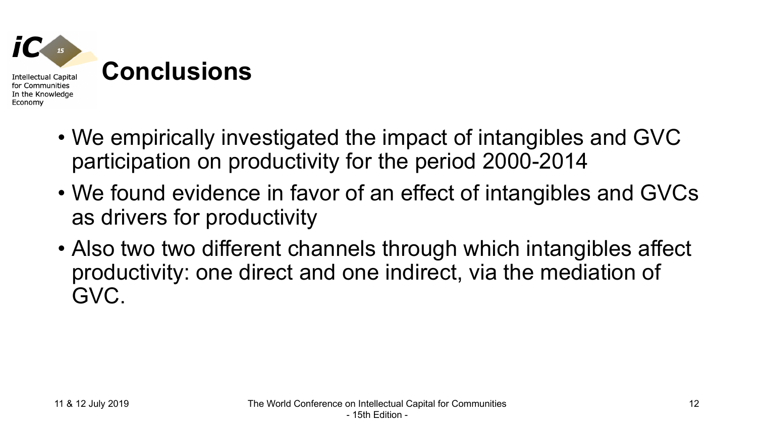# Conclusions

- We empirically investigated the impact of intangibles and GVC participation on productivity for the period 2000-2014
- We found evidence in favor of an effect of intangibles and GVCs as drivers for productivity
- Also two two different channels through which intangibles affect productivity: one direct and one indirect, via the mediation of GVC.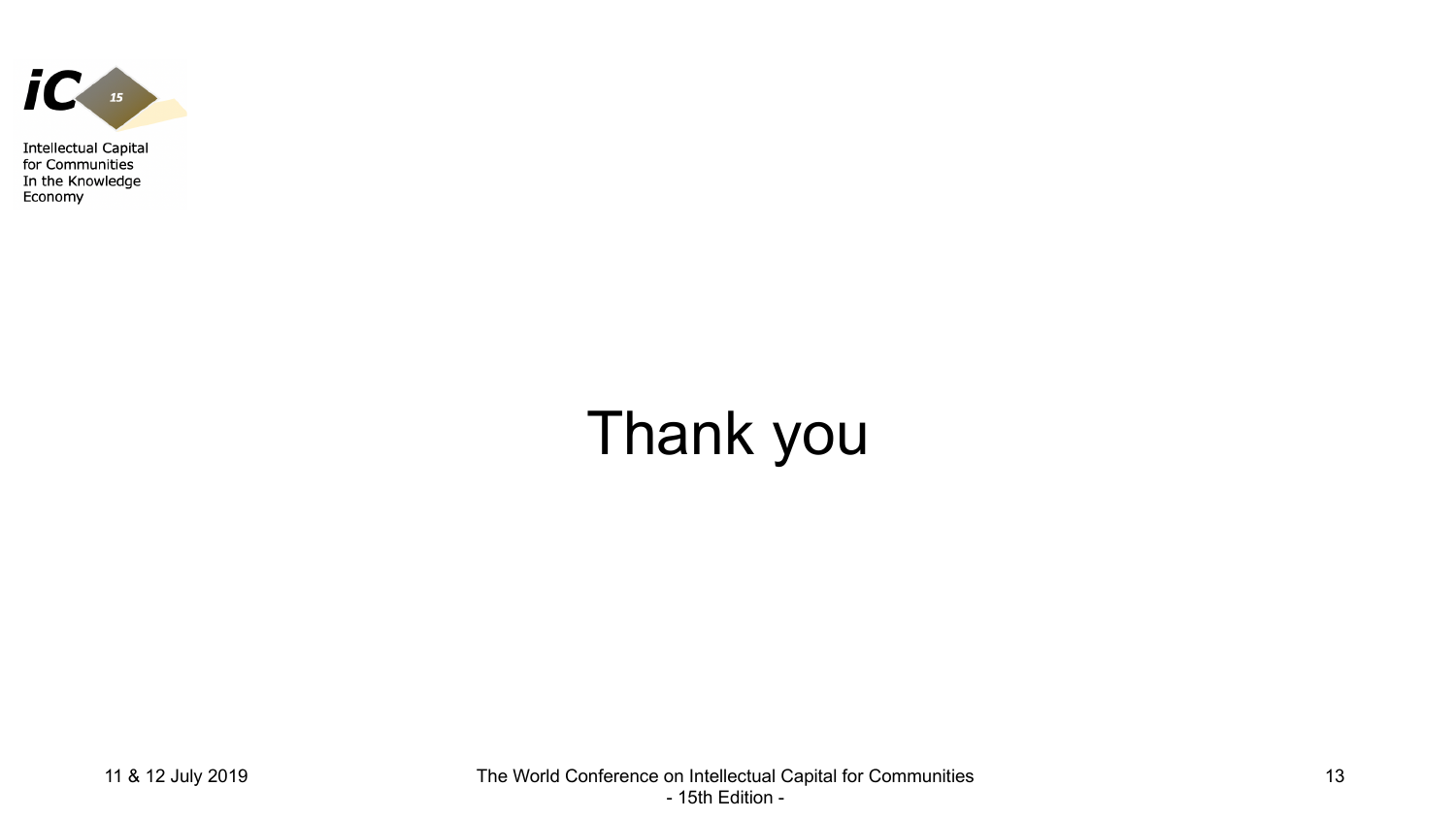# Thank you